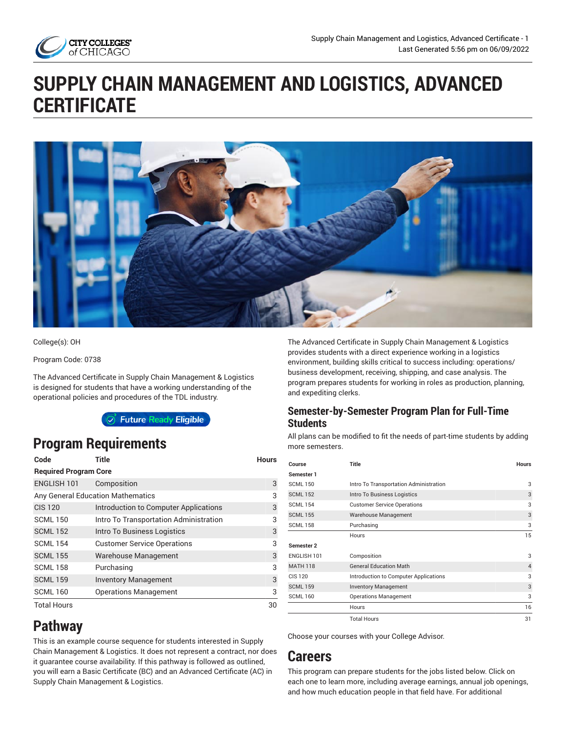# SUPPLY CHAIN MANAGEMENT AND LOGISTICS, ADVANCED CERTIFICATE

College(s): OH

Program Code: 0738

The Advanced Certificate in Supply Chain Management & Logistics is designed for students that have a working understanding of the operational policies and procedures of the TDL industry.

Future Ready Eligible

## Program Requirements

| Code | Title | Hours |
|---|---|---|
| **Required Program Core** | | |
| ENGLISH 101 | Composition | 3 |
| Any General Education Mathematics | | 3 |
| CIS 120 | Introduction to Computer Applications | 3 |
| SCML 150 | Intro To Transportation Administration | 3 |
| SCML 152 | Intro To Business Logistics | 3 |
| SCML 154 | Customer Service Operations | 3 |
| SCML 155 | Warehouse Management | 3 |
| SCML 158 | Purchasing | 3 |
| SCML 159 | Inventory Management | 3 |
| SCML 160 | Operations Management | 3 |
| Total Hours | | 30 |

## Pathway

This is an example course sequence for students interested in Supply Chain Management & Logistics. It does not represent a contract, nor does it guarantee course availability. If this pathway is followed as outlined, you will earn a Basic Certificate (BC) and an Advanced Certificate (AC) in Supply Chain Management & Logistics.

The Advanced Certificate in Supply Chain Management & Logistics provides students with a direct experience working in a logistics environment, building skills critical to success including: operations/business development, receiving, shipping, and case analysis. The program prepares students for working in roles as production, planning, and expediting clerks.

### Semester-by-Semester Program Plan for Full-Time Students

All plans can be modified to fit the needs of part-time students by adding more semesters.

| Course | Title | Hours |
|---|---|---|
| **Semester 1** | | |
| SCML 150 | Intro To Transportation Administration | 3 |
| SCML 152 | Intro To Business Logistics | 3 |
| SCML 154 | Customer Service Operations | 3 |
| SCML 155 | Warehouse Management | 3 |
| SCML 158 | Purchasing | 3 |
| | Hours | 15 |
| **Semester 2** | | |
| ENGLISH 101 | Composition | 3 |
| MATH 118 | General Education Math | 4 |
| CIS 120 | Introduction to Computer Applications | 3 |
| SCML 159 | Inventory Management | 3 |
| SCML 160 | Operations Management | 3 |
| | Hours | 16 |
| | Total Hours | 31 |

Choose your courses with your College Advisor.

## Careers

This program can prepare students for the jobs listed below. Click on each one to learn more, including average earnings, annual job openings, and how much education people in that field have. For additional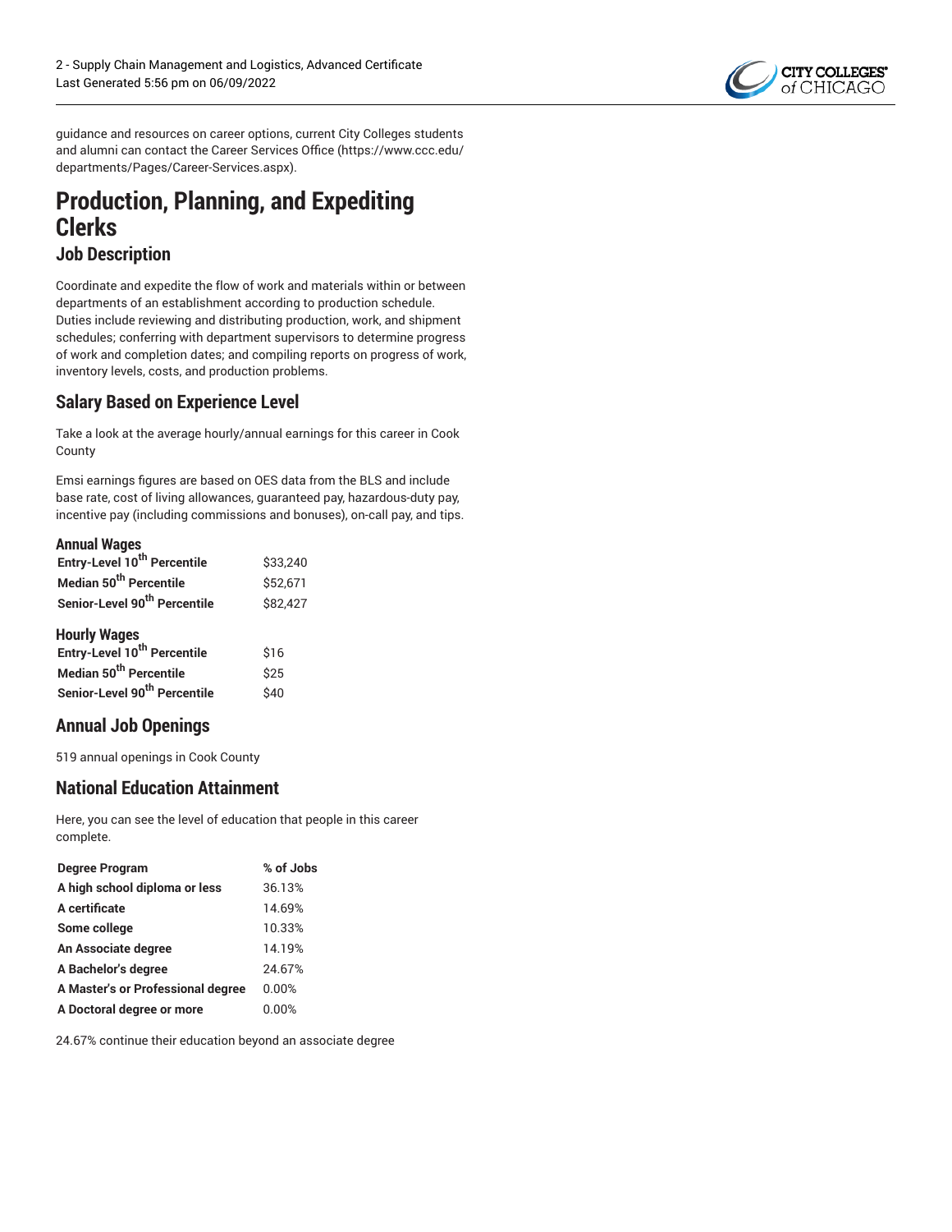guidance and resources on career options, current City Colleges students and alumni can contact the Career Services Office (https://www.ccc.edu/departments/Pages/Career-Services.aspx).

# Production, Planning, and Expediting Clerks

## Job Description

Coordinate and expedite the flow of work and materials within or between departments of an establishment according to production schedule. Duties include reviewing and distributing production, work, and shipment schedules; conferring with department supervisors to determine progress of work and completion dates; and compiling reports on progress of work, inventory levels, costs, and production problems.

## Salary Based on Experience Level

Take a look at the average hourly/annual earnings for this career in Cook County

Emsi earnings figures are based on OES data from the BLS and include base rate, cost of living allowances, guaranteed pay, hazardous-duty pay, incentive pay (including commissions and bonuses), on-call pay, and tips.

### Annual Wages

| | |
|---|---|
| **Entry-Level 10th Percentile** | $33,240 |
| **Median 50th Percentile** | $52,671 |
| **Senior-Level 90th Percentile** | $82,427 |

### Hourly Wages

| | |
|---|---|
| **Entry-Level 10th Percentile** | $16 |
| **Median 50th Percentile** | $25 |
| **Senior-Level 90th Percentile** | $40 |

## Annual Job Openings

519 annual openings in Cook County

## National Education Attainment

Here, you can see the level of education that people in this career complete.

| Degree Program | % of Jobs |
|---|---|
| A high school diploma or less | 36.13% |
| A certificate | 14.69% |
| Some college | 10.33% |
| An Associate degree | 14.19% |
| A Bachelor's degree | 24.67% |
| A Master's or Professional degree | 0.00% |
| A Doctoral degree or more | 0.00% |

24.67% continue their education beyond an associate degree